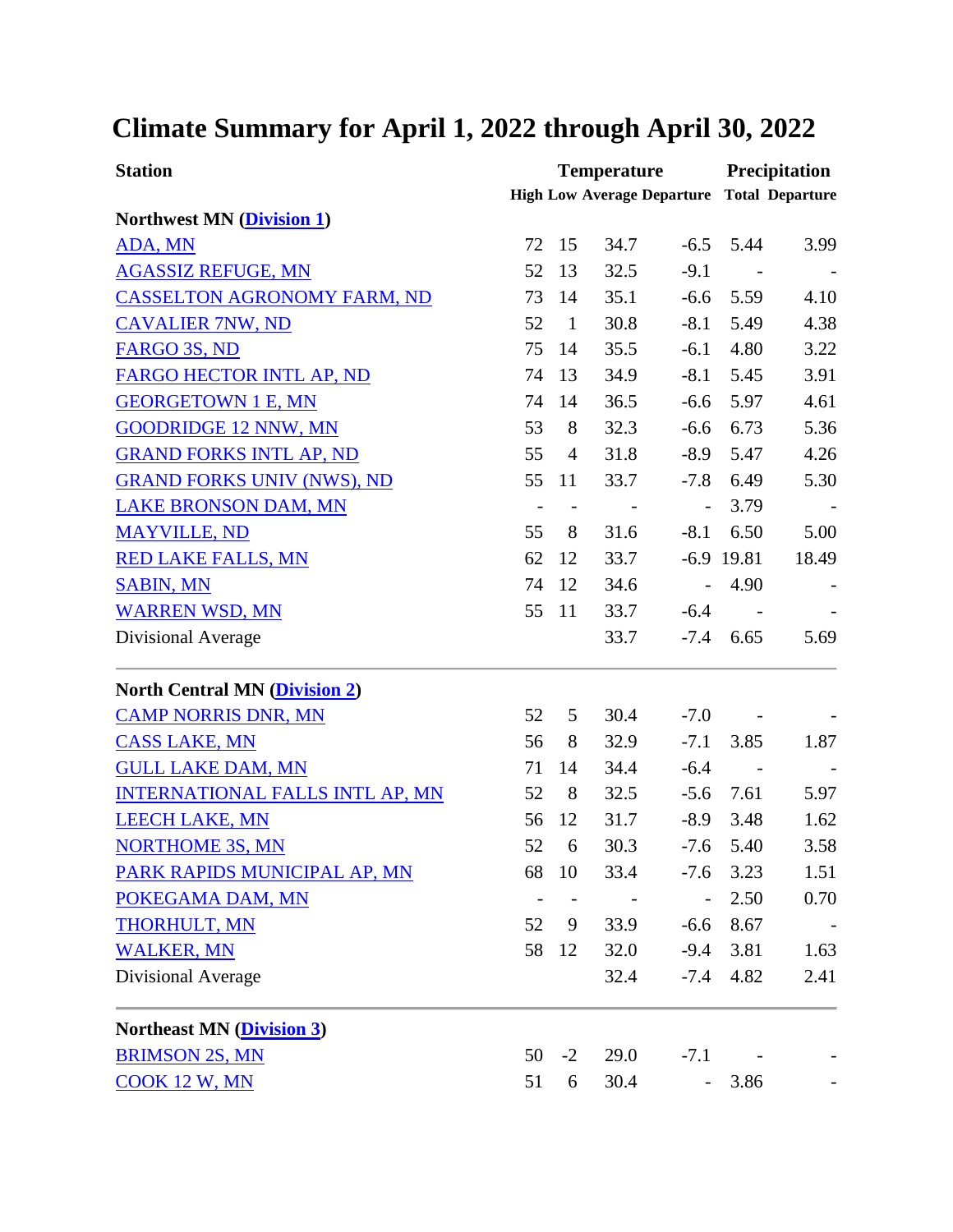# Climate Summary for April 1, 2022 through April 30, 2022

| Station | Temperature | | | | Precipitation | |
|---|---|---|---|---|---|---|
| | High | Low | Average | Departure | Total | Departure |
| **Northwest MN (Division 1)** | | | | | | |
| ADA, MN | 72 | 15 | 34.7 | -6.5 | 5.44 | 3.99 |
| AGASSIZ REFUGE, MN | 52 | 13 | 32.5 | -9.1 | - | - |
| CASSELTON AGRONOMY FARM, ND | 73 | 14 | 35.1 | -6.6 | 5.59 | 4.10 |
| CAVALIER 7NW, ND | 52 | 1 | 30.8 | -8.1 | 5.49 | 4.38 |
| FARGO 3S, ND | 75 | 14 | 35.5 | -6.1 | 4.80 | 3.22 |
| FARGO HECTOR INTL AP, ND | 74 | 13 | 34.9 | -8.1 | 5.45 | 3.91 |
| GEORGETOWN 1 E, MN | 74 | 14 | 36.5 | -6.6 | 5.97 | 4.61 |
| GOODRIDGE 12 NNW, MN | 53 | 8 | 32.3 | -6.6 | 6.73 | 5.36 |
| GRAND FORKS INTL AP, ND | 55 | 4 | 31.8 | -8.9 | 5.47 | 4.26 |
| GRAND FORKS UNIV (NWS), ND | 55 | 11 | 33.7 | -7.8 | 6.49 | 5.30 |
| LAKE BRONSON DAM, MN | - | - | - | - | 3.79 | - |
| MAYVILLE, ND | 55 | 8 | 31.6 | -8.1 | 6.50 | 5.00 |
| RED LAKE FALLS, MN | 62 | 12 | 33.7 | -6.9 | 19.81 | 18.49 |
| SABIN, MN | 74 | 12 | 34.6 | - | 4.90 | - |
| WARREN WSD, MN | 55 | 11 | 33.7 | -6.4 | - | - |
| Divisional Average | | | 33.7 | -7.4 | 6.65 | 5.69 |
| **North Central MN (Division 2)** | | | | | | |
| CAMP NORRIS DNR, MN | 52 | 5 | 30.4 | -7.0 | - | - |
| CASS LAKE, MN | 56 | 8 | 32.9 | -7.1 | 3.85 | 1.87 |
| GULL LAKE DAM, MN | 71 | 14 | 34.4 | -6.4 | - | - |
| INTERNATIONAL FALLS INTL AP, MN | 52 | 8 | 32.5 | -5.6 | 7.61 | 5.97 |
| LEECH LAKE, MN | 56 | 12 | 31.7 | -8.9 | 3.48 | 1.62 |
| NORTHOME 3S, MN | 52 | 6 | 30.3 | -7.6 | 5.40 | 3.58 |
| PARK RAPIDS MUNICIPAL AP, MN | 68 | 10 | 33.4 | -7.6 | 3.23 | 1.51 |
| POKEGAMA DAM, MN | - | - | - | - | 2.50 | 0.70 |
| THORHULT, MN | 52 | 9 | 33.9 | -6.6 | 8.67 | - |
| WALKER, MN | 58 | 12 | 32.0 | -9.4 | 3.81 | 1.63 |
| Divisional Average | | | 32.4 | -7.4 | 4.82 | 2.41 |
| **Northeast MN (Division 3)** | | | | | | |
| BRIMSON 2S, MN | 50 | -2 | 29.0 | -7.1 | - | - |
| COOK 12 W, MN | 51 | 6 | 30.4 | - | 3.86 | - |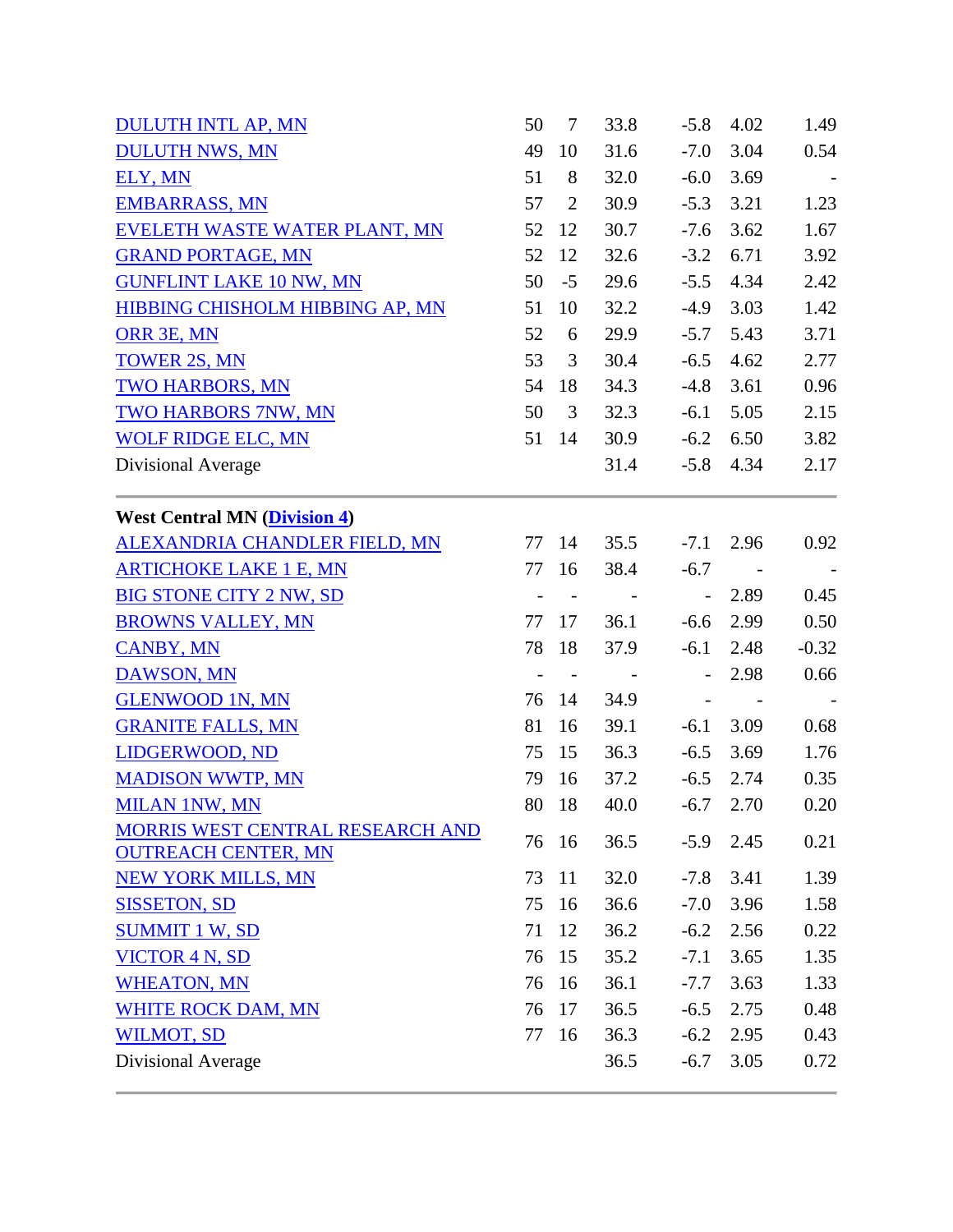| | | | | | | |
|---|---|---|---|---|---|---|
| DULUTH INTL AP, MN | 50 | 7 | 33.8 | -5.8 | 4.02 | 1.49 |
| DULUTH NWS, MN | 49 | 10 | 31.6 | -7.0 | 3.04 | 0.54 |
| ELY, MN | 51 | 8 | 32.0 | -6.0 | 3.69 | - |
| EMBARRASS, MN | 57 | 2 | 30.9 | -5.3 | 3.21 | 1.23 |
| EVELETH WASTE WATER PLANT, MN | 52 | 12 | 30.7 | -7.6 | 3.62 | 1.67 |
| GRAND PORTAGE, MN | 52 | 12 | 32.6 | -3.2 | 6.71 | 3.92 |
| GUNFLINT LAKE 10 NW, MN | 50 | -5 | 29.6 | -5.5 | 4.34 | 2.42 |
| HIBBING CHISHOLM HIBBING AP, MN | 51 | 10 | 32.2 | -4.9 | 3.03 | 1.42 |
| ORR 3E, MN | 52 | 6 | 29.9 | -5.7 | 5.43 | 3.71 |
| TOWER 2S, MN | 53 | 3 | 30.4 | -6.5 | 4.62 | 2.77 |
| TWO HARBORS, MN | 54 | 18 | 34.3 | -4.8 | 3.61 | 0.96 |
| TWO HARBORS 7NW, MN | 50 | 3 | 32.3 | -6.1 | 5.05 | 2.15 |
| WOLF RIDGE ELC, MN | 51 | 14 | 30.9 | -6.2 | 6.50 | 3.82 |
| Divisional Average | | | 31.4 | -5.8 | 4.34 | 2.17 |

**West Central MN (Division 4)**

| | | | | | | |
|---|---|---|---|---|---|---|
| ALEXANDRIA CHANDLER FIELD, MN | 77 | 14 | 35.5 | -7.1 | 2.96 | 0.92 |
| ARTICHOKE LAKE 1 E, MN | 77 | 16 | 38.4 | -6.7 | - | - |
| BIG STONE CITY 2 NW, SD | - | - | - | - | 2.89 | 0.45 |
| BROWNS VALLEY, MN | 77 | 17 | 36.1 | -6.6 | 2.99 | 0.50 |
| CANBY, MN | 78 | 18 | 37.9 | -6.1 | 2.48 | -0.32 |
| DAWSON, MN | - | - | - | - | 2.98 | 0.66 |
| GLENWOOD 1N, MN | 76 | 14 | 34.9 | - | - | - |
| GRANITE FALLS, MN | 81 | 16 | 39.1 | -6.1 | 3.09 | 0.68 |
| LIDGERWOOD, ND | 75 | 15 | 36.3 | -6.5 | 3.69 | 1.76 |
| MADISON WWTP, MN | 79 | 16 | 37.2 | -6.5 | 2.74 | 0.35 |
| MILAN 1NW, MN | 80 | 18 | 40.0 | -6.7 | 2.70 | 0.20 |
| MORRIS WEST CENTRAL RESEARCH AND OUTREACH CENTER, MN | 76 | 16 | 36.5 | -5.9 | 2.45 | 0.21 |
| NEW YORK MILLS, MN | 73 | 11 | 32.0 | -7.8 | 3.41 | 1.39 |
| SISSETON, SD | 75 | 16 | 36.6 | -7.0 | 3.96 | 1.58 |
| SUMMIT 1 W, SD | 71 | 12 | 36.2 | -6.2 | 2.56 | 0.22 |
| VICTOR 4 N, SD | 76 | 15 | 35.2 | -7.1 | 3.65 | 1.35 |
| WHEATON, MN | 76 | 16 | 36.1 | -7.7 | 3.63 | 1.33 |
| WHITE ROCK DAM, MN | 76 | 17 | 36.5 | -6.5 | 2.75 | 0.48 |
| WILMOT, SD | 77 | 16 | 36.3 | -6.2 | 2.95 | 0.43 |
| Divisional Average | | | 36.5 | -6.7 | 3.05 | 0.72 |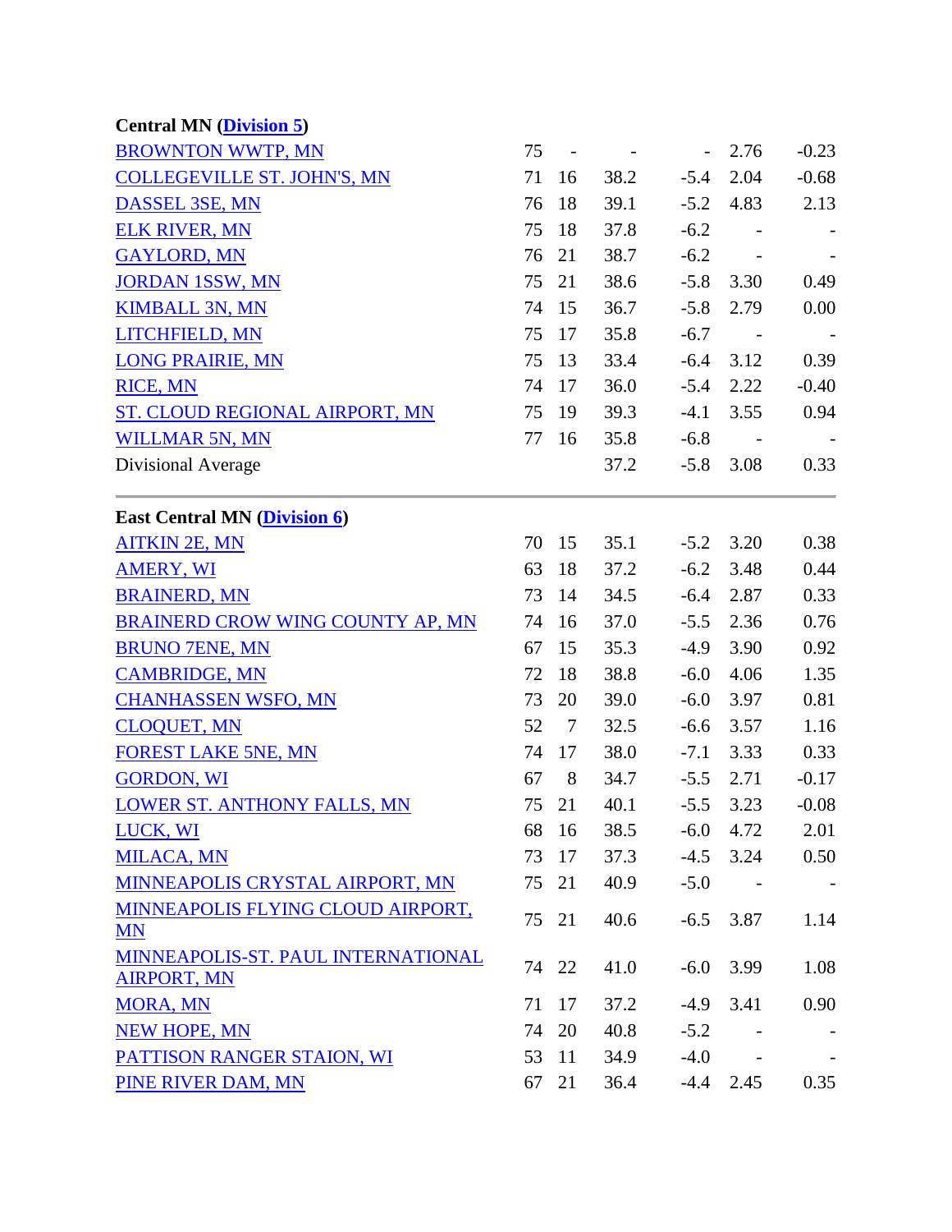**Central MN (Division 5)**

| Station | | | | | | |
|---|---|---|---|---|---|---|
| BROWNTON WWTP, MN | 75 | - | - | - | 2.76 | -0.23 |
| COLLEGEVILLE ST. JOHN'S, MN | 71 | 16 | 38.2 | -5.4 | 2.04 | -0.68 |
| DASSEL 3SE, MN | 76 | 18 | 39.1 | -5.2 | 4.83 | 2.13 |
| ELK RIVER, MN | 75 | 18 | 37.8 | -6.2 | - | - |
| GAYLORD, MN | 76 | 21 | 38.7 | -6.2 | - | - |
| JORDAN 1SSW, MN | 75 | 21 | 38.6 | -5.8 | 3.30 | 0.49 |
| KIMBALL 3N, MN | 74 | 15 | 36.7 | -5.8 | 2.79 | 0.00 |
| LITCHFIELD, MN | 75 | 17 | 35.8 | -6.7 | - | - |
| LONG PRAIRIE, MN | 75 | 13 | 33.4 | -6.4 | 3.12 | 0.39 |
| RICE, MN | 74 | 17 | 36.0 | -5.4 | 2.22 | -0.40 |
| ST. CLOUD REGIONAL AIRPORT, MN | 75 | 19 | 39.3 | -4.1 | 3.55 | 0.94 |
| WILLMAR 5N, MN | 77 | 16 | 35.8 | -6.8 | - | - |
| Divisional Average | | | 37.2 | -5.8 | 3.08 | 0.33 |

**East Central MN (Division 6)**

| Station | | | | | | |
|---|---|---|---|---|---|---|
| AITKIN 2E, MN | 70 | 15 | 35.1 | -5.2 | 3.20 | 0.38 |
| AMERY, WI | 63 | 18 | 37.2 | -6.2 | 3.48 | 0.44 |
| BRAINERD, MN | 73 | 14 | 34.5 | -6.4 | 2.87 | 0.33 |
| BRAINERD CROW WING COUNTY AP, MN | 74 | 16 | 37.0 | -5.5 | 2.36 | 0.76 |
| BRUNO 7ENE, MN | 67 | 15 | 35.3 | -4.9 | 3.90 | 0.92 |
| CAMBRIDGE, MN | 72 | 18 | 38.8 | -6.0 | 4.06 | 1.35 |
| CHANHASSEN WSFO, MN | 73 | 20 | 39.0 | -6.0 | 3.97 | 0.81 |
| CLOQUET, MN | 52 | 7 | 32.5 | -6.6 | 3.57 | 1.16 |
| FOREST LAKE 5NE, MN | 74 | 17 | 38.0 | -7.1 | 3.33 | 0.33 |
| GORDON, WI | 67 | 8 | 34.7 | -5.5 | 2.71 | -0.17 |
| LOWER ST. ANTHONY FALLS, MN | 75 | 21 | 40.1 | -5.5 | 3.23 | -0.08 |
| LUCK, WI | 68 | 16 | 38.5 | -6.0 | 4.72 | 2.01 |
| MILACA, MN | 73 | 17 | 37.3 | -4.5 | 3.24 | 0.50 |
| MINNEAPOLIS CRYSTAL AIRPORT, MN | 75 | 21 | 40.9 | -5.0 | - | - |
| MINNEAPOLIS FLYING CLOUD AIRPORT, MN | 75 | 21 | 40.6 | -6.5 | 3.87 | 1.14 |
| MINNEAPOLIS-ST. PAUL INTERNATIONAL AIRPORT, MN | 74 | 22 | 41.0 | -6.0 | 3.99 | 1.08 |
| MORA, MN | 71 | 17 | 37.2 | -4.9 | 3.41 | 0.90 |
| NEW HOPE, MN | 74 | 20 | 40.8 | -5.2 | - | - |
| PATTISON RANGER STAION, WI | 53 | 11 | 34.9 | -4.0 | - | - |
| PINE RIVER DAM, MN | 67 | 21 | 36.4 | -4.4 | 2.45 | 0.35 |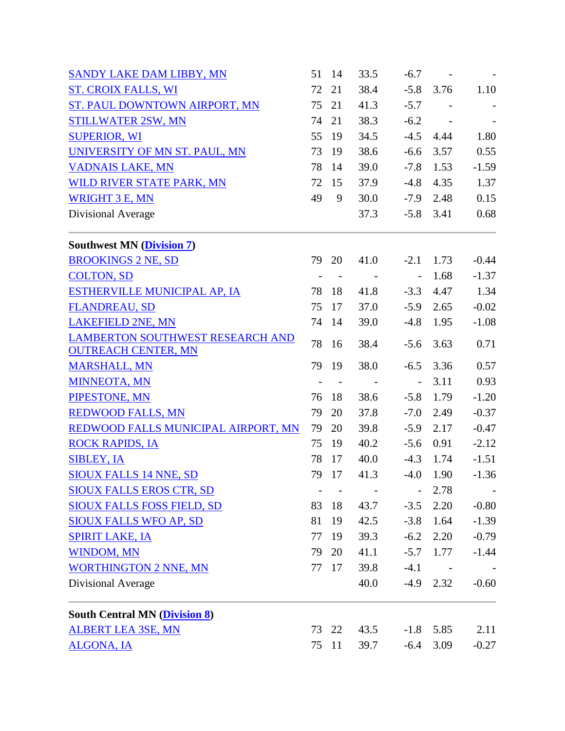| Station | | | | | | |
|---|---|---|---|---|---|---|
| SANDY LAKE DAM LIBBY, MN | 51 | 14 | 33.5 | -6.7 | - | - |
| ST. CROIX FALLS, WI | 72 | 21 | 38.4 | -5.8 | 3.76 | 1.10 |
| ST. PAUL DOWNTOWN AIRPORT, MN | 75 | 21 | 41.3 | -5.7 | - | - |
| STILLWATER 2SW, MN | 74 | 21 | 38.3 | -6.2 | - | - |
| SUPERIOR, WI | 55 | 19 | 34.5 | -4.5 | 4.44 | 1.80 |
| UNIVERSITY OF MN ST. PAUL, MN | 73 | 19 | 38.6 | -6.6 | 3.57 | 0.55 |
| VADNAIS LAKE, MN | 78 | 14 | 39.0 | -7.8 | 1.53 | -1.59 |
| WILD RIVER STATE PARK, MN | 72 | 15 | 37.9 | -4.8 | 4.35 | 1.37 |
| WRIGHT 3 E, MN | 49 | 9 | 30.0 | -7.9 | 2.48 | 0.15 |
| Divisional Average | | | 37.3 | -5.8 | 3.41 | 0.68 |

**Southwest MN (Division 7)**

| Station | | | | | | |
|---|---|---|---|---|---|---|
| BROOKINGS 2 NE, SD | 79 | 20 | 41.0 | -2.1 | 1.73 | -0.44 |
| COLTON, SD | - | - | - | - | 1.68 | -1.37 |
| ESTHERVILLE MUNICIPAL AP, IA | 78 | 18 | 41.8 | -3.3 | 4.47 | 1.34 |
| FLANDREAU, SD | 75 | 17 | 37.0 | -5.9 | 2.65 | -0.02 |
| LAKEFIELD 2NE, MN | 74 | 14 | 39.0 | -4.8 | 1.95 | -1.08 |
| LAMBERTON SOUTHWEST RESEARCH AND OUTREACH CENTER, MN | 78 | 16 | 38.4 | -5.6 | 3.63 | 0.71 |
| MARSHALL, MN | 79 | 19 | 38.0 | -6.5 | 3.36 | 0.57 |
| MINNEOTA, MN | - | - | - | - | 3.11 | 0.93 |
| PIPESTONE, MN | 76 | 18 | 38.6 | -5.8 | 1.79 | -1.20 |
| REDWOOD FALLS, MN | 79 | 20 | 37.8 | -7.0 | 2.49 | -0.37 |
| REDWOOD FALLS MUNICIPAL AIRPORT, MN | 79 | 20 | 39.8 | -5.9 | 2.17 | -0.47 |
| ROCK RAPIDS, IA | 75 | 19 | 40.2 | -5.6 | 0.91 | -2.12 |
| SIBLEY, IA | 78 | 17 | 40.0 | -4.3 | 1.74 | -1.51 |
| SIOUX FALLS 14 NNE, SD | 79 | 17 | 41.3 | -4.0 | 1.90 | -1.36 |
| SIOUX FALLS EROS CTR, SD | - | - | - | - | 2.78 | - |
| SIOUX FALLS FOSS FIELD, SD | 83 | 18 | 43.7 | -3.5 | 2.20 | -0.80 |
| SIOUX FALLS WFO AP, SD | 81 | 19 | 42.5 | -3.8 | 1.64 | -1.39 |
| SPIRIT LAKE, IA | 77 | 19 | 39.3 | -6.2 | 2.20 | -0.79 |
| WINDOM, MN | 79 | 20 | 41.1 | -5.7 | 1.77 | -1.44 |
| WORTHINGTON 2 NNE, MN | 77 | 17 | 39.8 | -4.1 | - | - |
| Divisional Average | | | 40.0 | -4.9 | 2.32 | -0.60 |

**South Central MN (Division 8)**

| Station | | | | | | |
|---|---|---|---|---|---|---|
| ALBERT LEA 3SE, MN | 73 | 22 | 43.5 | -1.8 | 5.85 | 2.11 |
| ALGONA, IA | 75 | 11 | 39.7 | -6.4 | 3.09 | -0.27 |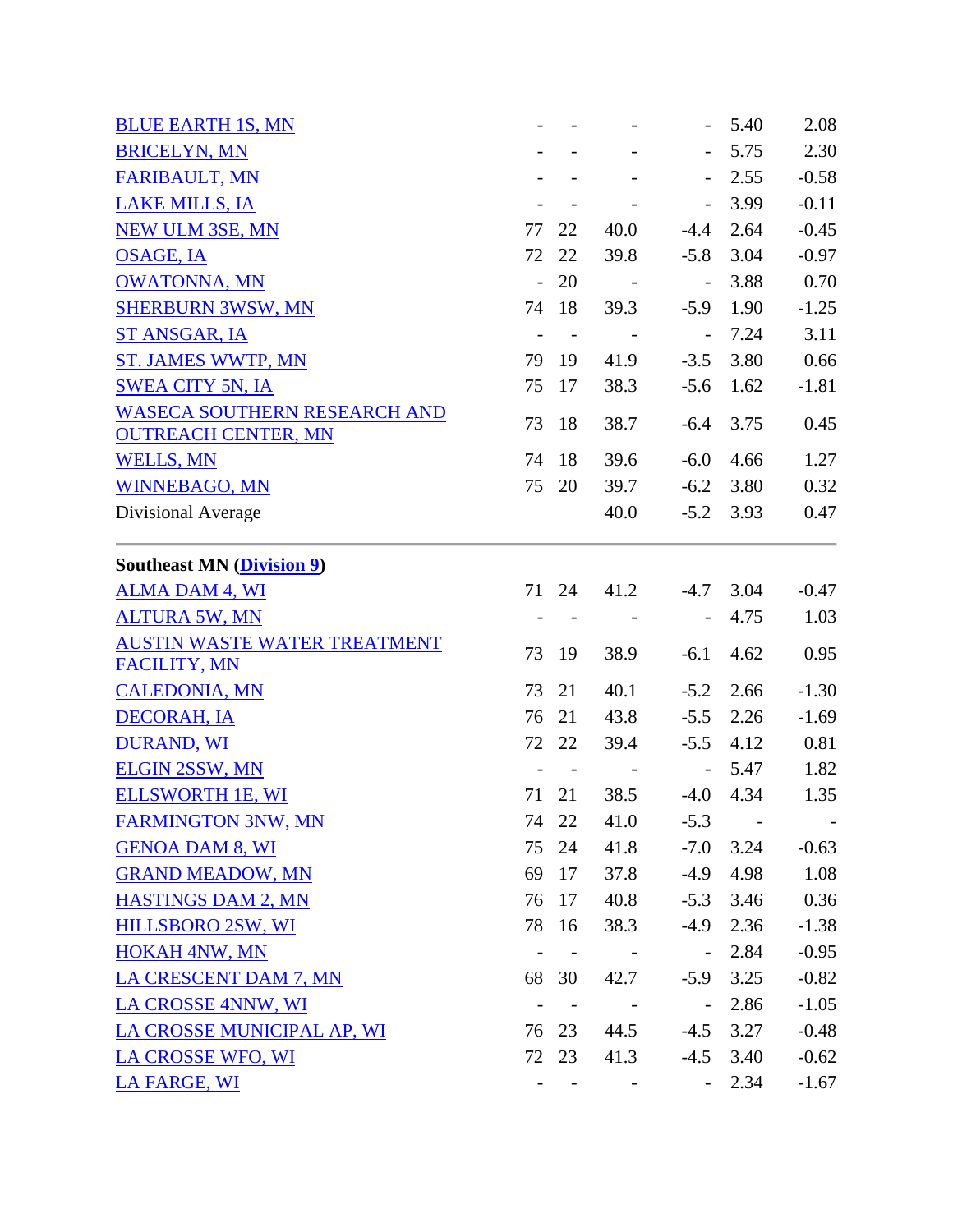| | | | | | | |
|---|---|---|---|---|---|---|
| BLUE EARTH 1S, MN | - | - | - | - | 5.40 | 2.08 |
| BRICELYN, MN | - | - | - | - | 5.75 | 2.30 |
| FARIBAULT, MN | - | - | - | - | 2.55 | -0.58 |
| LAKE MILLS, IA | - | - | - | - | 3.99 | -0.11 |
| NEW ULM 3SE, MN | 77 | 22 | 40.0 | -4.4 | 2.64 | -0.45 |
| OSAGE, IA | 72 | 22 | 39.8 | -5.8 | 3.04 | -0.97 |
| OWATONNA, MN | - | 20 | - | - | 3.88 | 0.70 |
| SHERBURN 3WSW, MN | 74 | 18 | 39.3 | -5.9 | 1.90 | -1.25 |
| ST ANSGAR, IA | - | - | - | - | 7.24 | 3.11 |
| ST. JAMES WWTP, MN | 79 | 19 | 41.9 | -3.5 | 3.80 | 0.66 |
| SWEA CITY 5N, IA | 75 | 17 | 38.3 | -5.6 | 1.62 | -1.81 |
| WASECA SOUTHERN RESEARCH AND OUTREACH CENTER, MN | 73 | 18 | 38.7 | -6.4 | 3.75 | 0.45 |
| WELLS, MN | 74 | 18 | 39.6 | -6.0 | 4.66 | 1.27 |
| WINNEBAGO, MN | 75 | 20 | 39.7 | -6.2 | 3.80 | 0.32 |
| Divisional Average | | | 40.0 | -5.2 | 3.93 | 0.47 |

**Southeast MN (Division 9)**

| | | | | | | |
|---|---|---|---|---|---|---|
| ALMA DAM 4, WI | 71 | 24 | 41.2 | -4.7 | 3.04 | -0.47 |
| ALTURA 5W, MN | - | - | - | - | 4.75 | 1.03 |
| AUSTIN WASTE WATER TREATMENT FACILITY, MN | 73 | 19 | 38.9 | -6.1 | 4.62 | 0.95 |
| CALEDONIA, MN | 73 | 21 | 40.1 | -5.2 | 2.66 | -1.30 |
| DECORAH, IA | 76 | 21 | 43.8 | -5.5 | 2.26 | -1.69 |
| DURAND, WI | 72 | 22 | 39.4 | -5.5 | 4.12 | 0.81 |
| ELGIN 2SSW, MN | - | - | - | - | 5.47 | 1.82 |
| ELLSWORTH 1E, WI | 71 | 21 | 38.5 | -4.0 | 4.34 | 1.35 |
| FARMINGTON 3NW, MN | 74 | 22 | 41.0 | -5.3 | - | - |
| GENOA DAM 8, WI | 75 | 24 | 41.8 | -7.0 | 3.24 | -0.63 |
| GRAND MEADOW, MN | 69 | 17 | 37.8 | -4.9 | 4.98 | 1.08 |
| HASTINGS DAM 2, MN | 76 | 17 | 40.8 | -5.3 | 3.46 | 0.36 |
| HILLSBORO 2SW, WI | 78 | 16 | 38.3 | -4.9 | 2.36 | -1.38 |
| HOKAH 4NW, MN | - | - | - | - | 2.84 | -0.95 |
| LA CRESCENT DAM 7, MN | 68 | 30 | 42.7 | -5.9 | 3.25 | -0.82 |
| LA CROSSE 4NNW, WI | - | - | - | - | 2.86 | -1.05 |
| LA CROSSE MUNICIPAL AP, WI | 76 | 23 | 44.5 | -4.5 | 3.27 | -0.48 |
| LA CROSSE WFO, WI | 72 | 23 | 41.3 | -4.5 | 3.40 | -0.62 |
| LA FARGE, WI | - | - | - | - | 2.34 | -1.67 |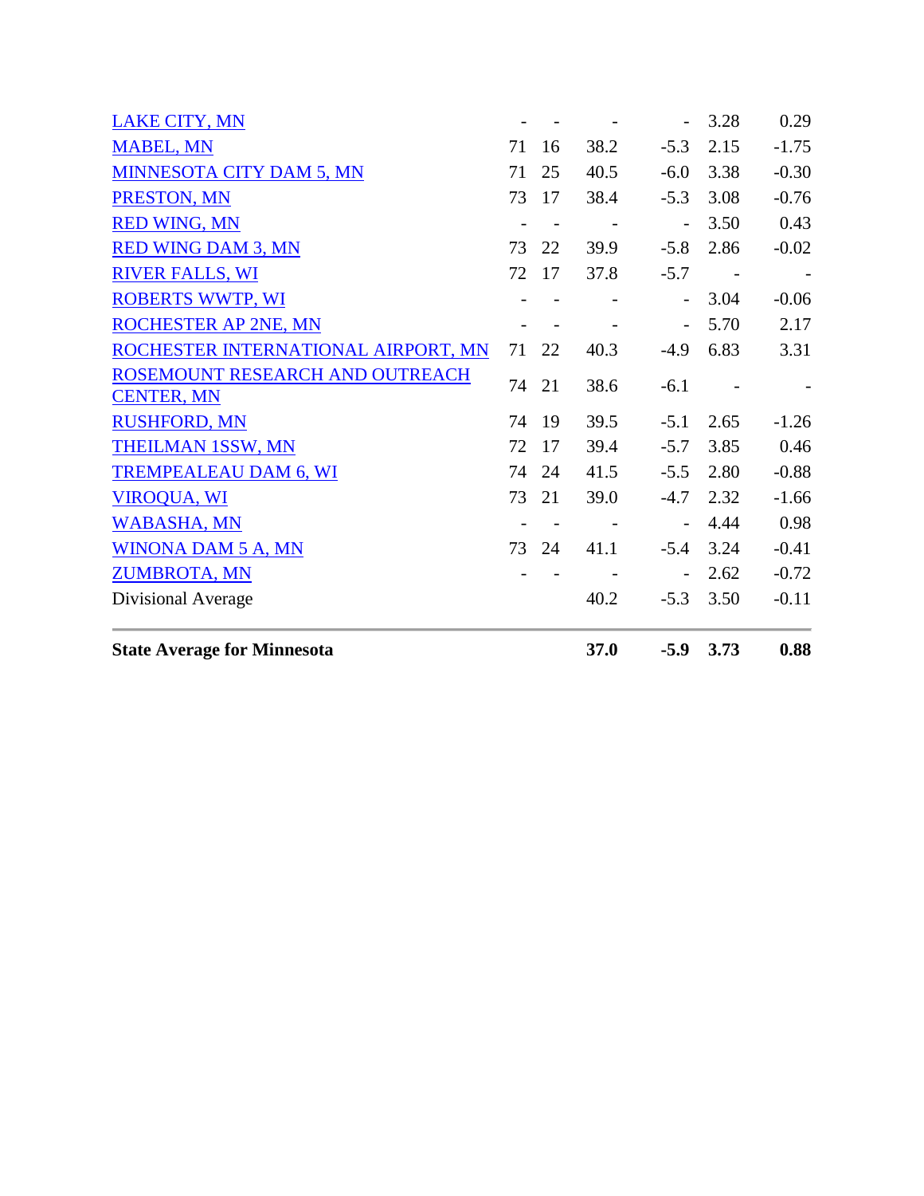| | | | | | | |
|---|---|---|---|---|---|---|
| LAKE CITY, MN | - | - | - | - | 3.28 | 0.29 |
| MABEL, MN | 71 | 16 | 38.2 | -5.3 | 2.15 | -1.75 |
| MINNESOTA CITY DAM 5, MN | 71 | 25 | 40.5 | -6.0 | 3.38 | -0.30 |
| PRESTON, MN | 73 | 17 | 38.4 | -5.3 | 3.08 | -0.76 |
| RED WING, MN | - | - | - | - | 3.50 | 0.43 |
| RED WING DAM 3, MN | 73 | 22 | 39.9 | -5.8 | 2.86 | -0.02 |
| RIVER FALLS, WI | 72 | 17 | 37.8 | -5.7 | - | - |
| ROBERTS WWTP, WI | - | - | - | - | 3.04 | -0.06 |
| ROCHESTER AP 2NE, MN | - | - | - | - | 5.70 | 2.17 |
| ROCHESTER INTERNATIONAL AIRPORT, MN | 71 | 22 | 40.3 | -4.9 | 6.83 | 3.31 |
| ROSEMOUNT RESEARCH AND OUTREACH CENTER, MN | 74 | 21 | 38.6 | -6.1 | - | - |
| RUSHFORD, MN | 74 | 19 | 39.5 | -5.1 | 2.65 | -1.26 |
| THEILMAN 1SSW, MN | 72 | 17 | 39.4 | -5.7 | 3.85 | 0.46 |
| TREMPEALEAU DAM 6, WI | 74 | 24 | 41.5 | -5.5 | 2.80 | -0.88 |
| VIROQUA, WI | 73 | 21 | 39.0 | -4.7 | 2.32 | -1.66 |
| WABASHA, MN | - | - | - | - | 4.44 | 0.98 |
| WINONA DAM 5 A, MN | 73 | 24 | 41.1 | -5.4 | 3.24 | -0.41 |
| ZUMBROTA, MN | - | - | - | - | 2.62 | -0.72 |
| Divisional Average | | | 40.2 | -5.3 | 3.50 | -0.11 |
| **State Average for Minnesota** | | | **37.0** | **-5.9** | **3.73** | **0.88** |